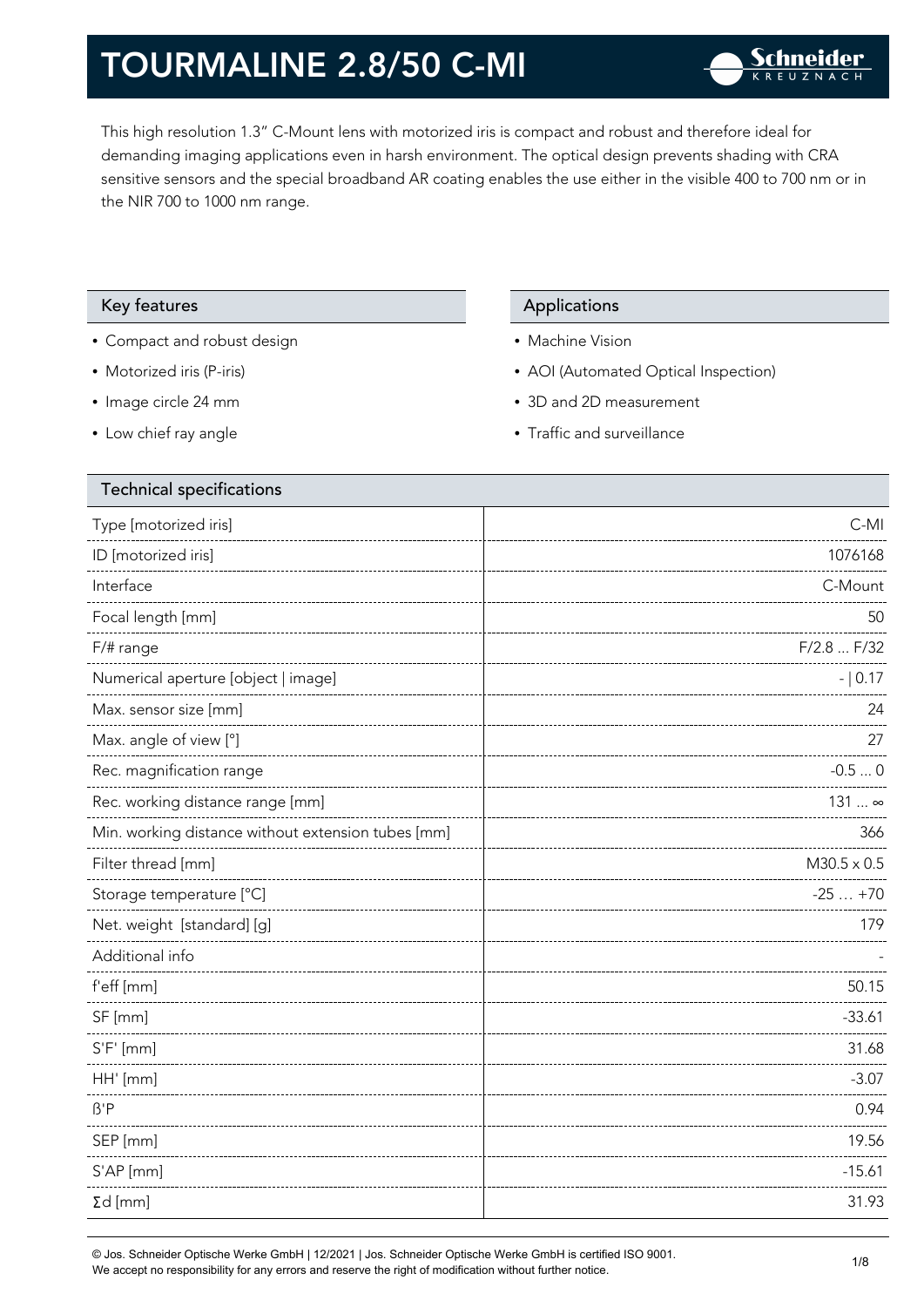# TOURMALINE 2.8/50 C-MI

This high resolution 1.3" C-Mount lens with motorized iris is compact and robust and therefore ideal for demanding imaging applications even in harsh environment. The optical design prevents shading with CRA sensitive sensors and the special broadband AR coating enables the use either in the visible 400 to 700 nm or in the NIR 700 to 1000 nm range.

## Key features

- Compact and robust design
- Motorized iris (P-iris)
- Image circle 24 mm
- Low chief ray angle

## Applications

- Machine Vision
- AOI (Automated Optical Inspection)
- 3D and 2D measurement
- Traffic and surveillance

## Technical specifications

| Technical specifications | |
|---|---|
| Type [motorized iris] | C-MI |
| ID [motorized iris] | 1076168 |
| Interface | C-Mount |
| Focal length [mm] | 50 |
| F/# range | F/2.8 ... F/32 |
| Numerical aperture [object \| image] | - \| 0.17 |
| Max. sensor size [mm] | 24 |
| Max. angle of view [°] | 27 |
| Rec. magnification range | -0.5 ... 0 |
| Rec. working distance range [mm] | 131 ... ∞ |
| Min. working distance without extension tubes [mm] | 366 |
| Filter thread [mm] | M30.5 x 0.5 |
| Storage temperature [°C] | -25 … +70 |
| Net. weight [standard] [g] | 179 |
| Additional info | - |
| f'eff [mm] | 50.15 |
| SF [mm] | -33.61 |
| S'F' [mm] | 31.68 |
| HH' [mm] | -3.07 |
| ß'P | 0.94 |
| SEP [mm] | 19.56 |
| S'AP [mm] | -15.61 |
| Σd [mm] | 31.93 |

© Jos. Schneider Optische Werke GmbH | 12/2021 | Jos. Schneider Optische Werke GmbH is certified ISO 9001.
We accept no responsibility for any errors and reserve the right of modification without further notice.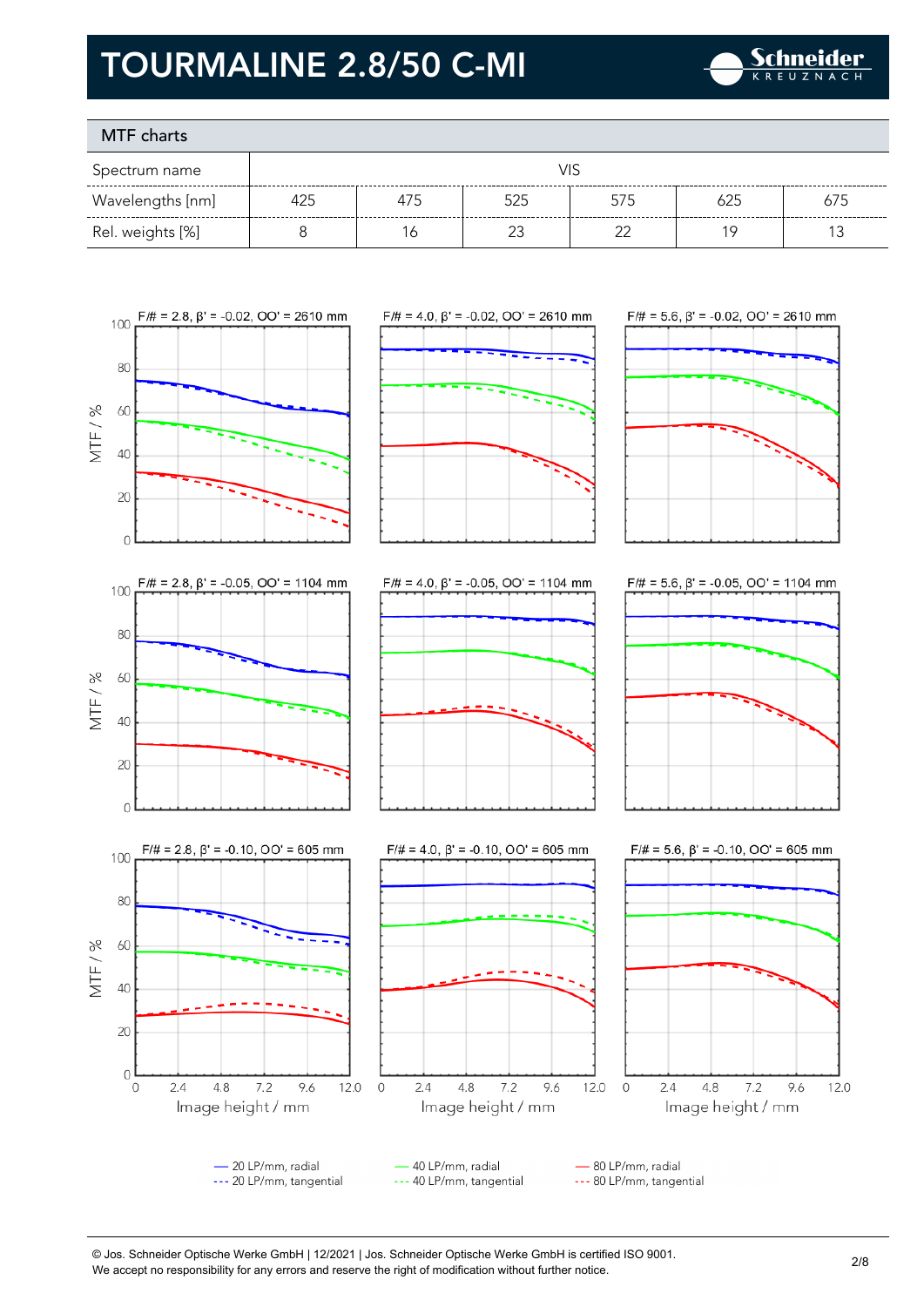# TOURMALINE 2.8/50 C-MI

## MTF charts

| Spectrum name | VIS | | | | | |
|---|---|---|---|---|---|---|
| Wavelengths [nm] | 425 | 475 | 525 | 575 | 625 | 675 |
| Rel. weights [%] | 8 | 16 | 23 | 22 | 19 | 13 |

F/# = 2.8, β' = -0.02, OO' = 2610 mm

F/# = 4.0, β' = -0.02, OO' = 2610 mm

F/# = 5.6, β' = -0.02, OO' = 2610 mm

F/# = 2.8, β' = -0.05, OO' = 1104 mm

F/# = 4.0, β' = -0.05, OO' = 1104 mm

F/# = 5.6, β' = -0.05, OO' = 1104 mm

F/# = 2.8, β' = -0.10, OO' = 605 mm

F/# = 4.0, β' = -0.10, OO' = 605 mm

F/# = 5.6, β' = -0.10, OO' = 605 mm

MTF / % — Image height / mm

- 20 LP/mm, radial
- 20 LP/mm, tangential
- 40 LP/mm, radial
- 40 LP/mm, tangential
- 80 LP/mm, radial
- 80 LP/mm, tangential

© Jos. Schneider Optische Werke GmbH | 12/2021 | Jos. Schneider Optische Werke GmbH is certified ISO 9001.
We accept no responsibility for any errors and reserve the right of modification without further notice.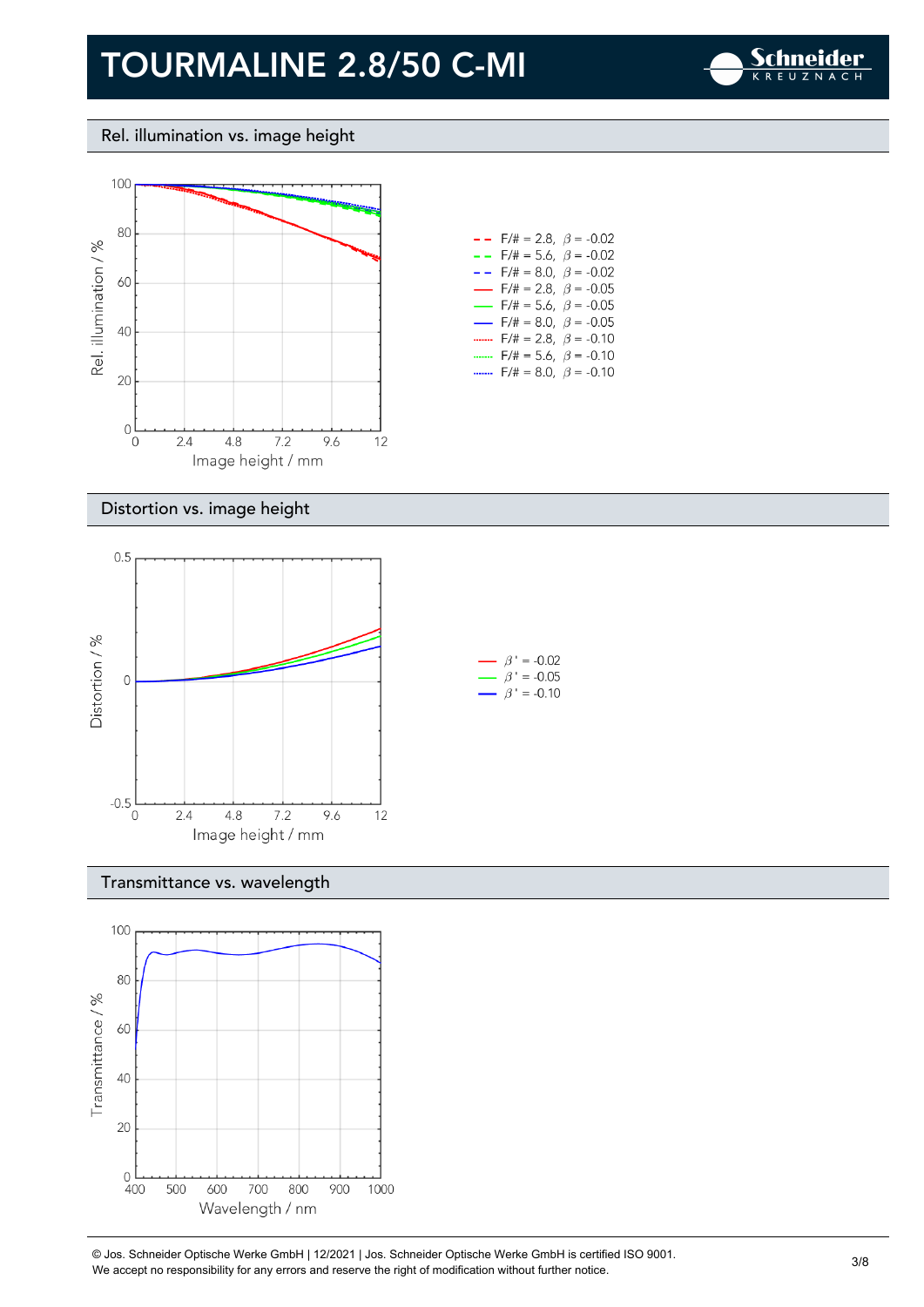# TOURMALINE 2.8/50 C-MI

## Rel. illumination vs. image height

Rel. illumination / %

Image height / mm

- F/# = 2.8, $\beta$ = -0.02
- F/# = 5.6, $\beta$ = -0.02
- F/# = 8.0, $\beta$ = -0.02
- F/# = 2.8, $\beta$ = -0.05
- F/# = 5.6, $\beta$ = -0.05
- F/# = 8.0, $\beta$ = -0.05
- F/# = 2.8, $\beta$ = -0.10
- F/# = 5.6, $\beta$ = -0.10
- F/# = 8.0, $\beta$ = -0.10

## Distortion vs. image height

Distortion / %

Image height / mm

- $\beta'$ = -0.02
- $\beta'$ = -0.05
- $\beta'$ = -0.10

## Transmittance vs. wavelength

Transmittance / %

Wavelength / nm

© Jos. Schneider Optische Werke GmbH | 12/2021 | Jos. Schneider Optische Werke GmbH is certified ISO 9001.
We accept no responsibility for any errors and reserve the right of modification without further notice.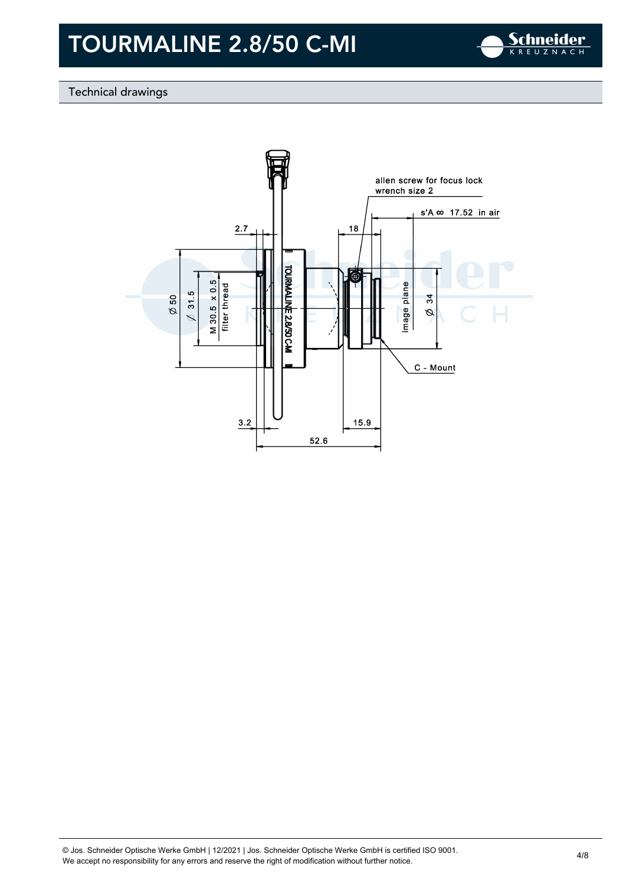# TOURMALINE 2.8/50 C-MI

## Technical drawings

allen screw for focus lock
wrench size 2

s'A ∞ 17.52 in air

2.7

18

Ø 50

Ø 31.5

M 30.5 x 0.5
filter thread

TOURMALINE 2.8/50 C-MI

image plane

Ø 34

C - Mount

3.2

15.9

52.6

© Jos. Schneider Optische Werke GmbH | 12/2021 | Jos. Schneider Optische Werke GmbH is certified ISO 9001.
We accept no responsibility for any errors and reserve the right of modification without further notice.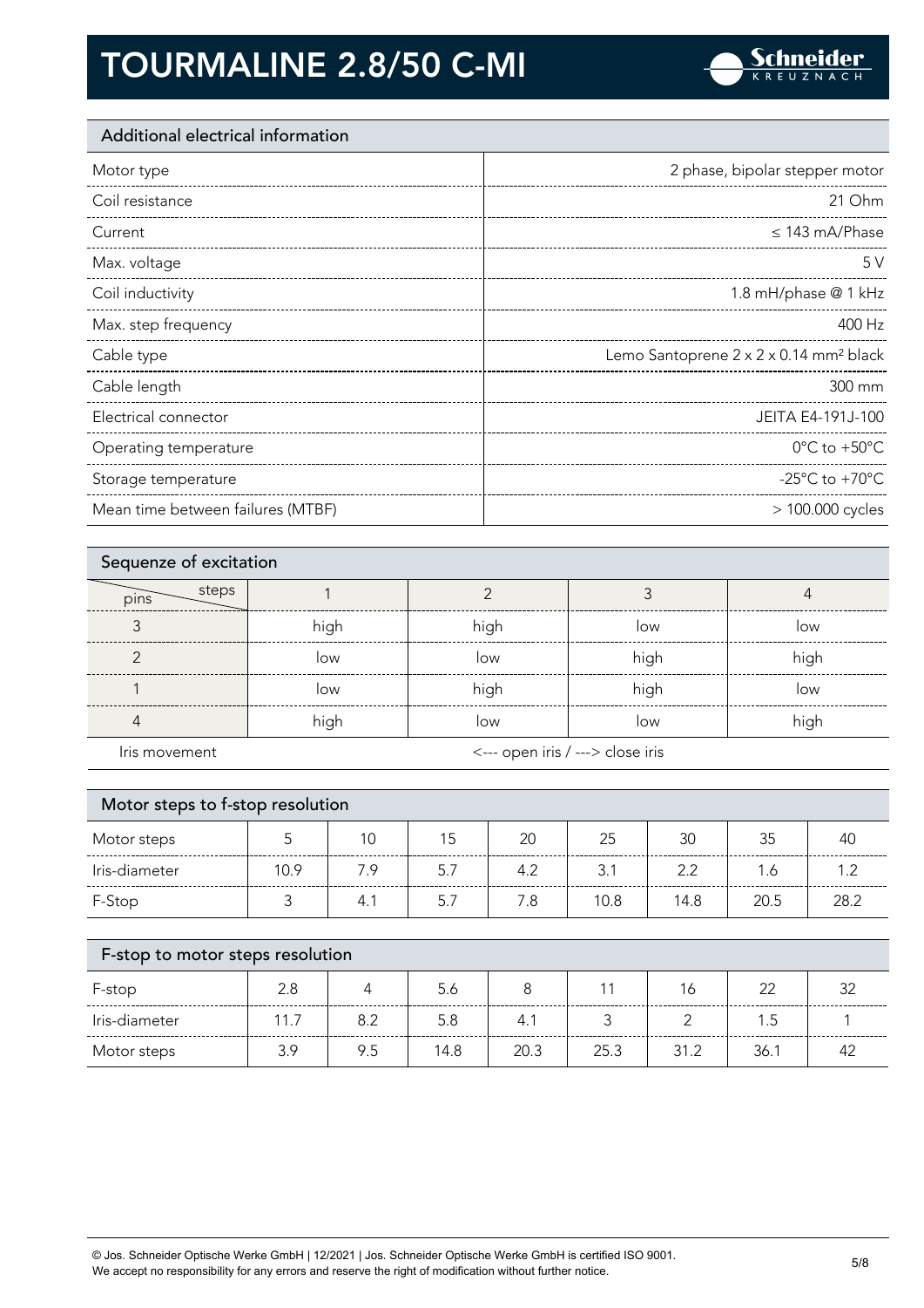# TOURMALINE 2.8/50 C-MI

## Additional electrical information

| | |
|---|---|
| Motor type | 2 phase, bipolar stepper motor |
| Coil resistance | 21 Ohm |
| Current | ≤ 143 mA/Phase |
| Max. voltage | 5 V |
| Coil inductivity | 1.8 mH/phase @ 1 kHz |
| Max. step frequency | 400 Hz |
| Cable type | Lemo Santoprene 2 x 2 x 0.14 mm² black |
| Cable length | 300 mm |
| Electrical connector | JEITA E4-191J-100 |
| Operating temperature | 0°C to +50°C |
| Storage temperature | -25°C to +70°C |
| Mean time between failures (MTBF) | > 100.000 cycles |

## Sequenze of excitation

| pins \ steps | 1 | 2 | 3 | 4 |
|---|---|---|---|---|
| 3 | high | high | low | low |
| 2 | low | low | high | high |
| 1 | low | high | high | low |
| 4 | high | low | low | high |
| Iris movement | <--- open iris / ---> close iris | | | |

## Motor steps to f-stop resolution

| Motor steps | 5 | 10 | 15 | 20 | 25 | 30 | 35 | 40 |
|---|---|---|---|---|---|---|---|---|
| Iris-diameter | 10.9 | 7.9 | 5.7 | 4.2 | 3.1 | 2.2 | 1.6 | 1.2 |
| F-Stop | 3 | 4.1 | 5.7 | 7.8 | 10.8 | 14.8 | 20.5 | 28.2 |

## F-stop to motor steps resolution

| F-stop | 2.8 | 4 | 5.6 | 8 | 11 | 16 | 22 | 32 |
|---|---|---|---|---|---|---|---|---|
| Iris-diameter | 11.7 | 8.2 | 5.8 | 4.1 | 3 | 2 | 1.5 | 1 |
| Motor steps | 3.9 | 9.5 | 14.8 | 20.3 | 25.3 | 31.2 | 36.1 | 42 |

© Jos. Schneider Optische Werke GmbH | 12/2021 | Jos. Schneider Optische Werke GmbH is certified ISO 9001.
We accept no responsibility for any errors and reserve the right of modification without further notice.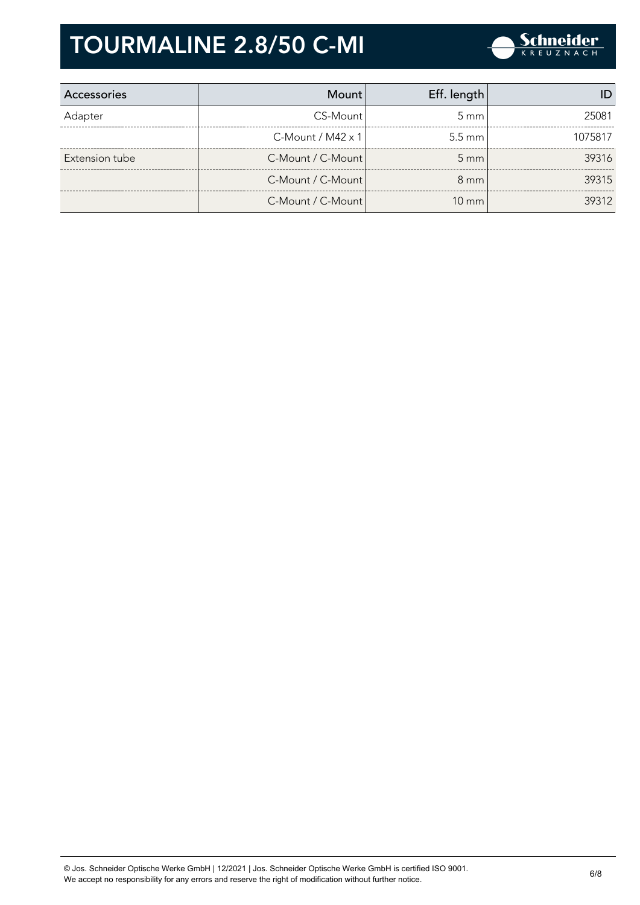# TOURMALINE 2.8/50 C-MI

| Accessories | Mount | Eff. length | ID |
|---|---|---|---|
| Adapter | CS-Mount | 5 mm | 25081 |
| | C-Mount / M42 x 1 | 5.5 mm | 1075817 |
| Extension tube | C-Mount / C-Mount | 5 mm | 39316 |
| | C-Mount / C-Mount | 8 mm | 39315 |
| | C-Mount / C-Mount | 10 mm | 39312 |

© Jos. Schneider Optische Werke GmbH | 12/2021 | Jos. Schneider Optische Werke GmbH is certified ISO 9001.
We accept no responsibility for any errors and reserve the right of modification without further notice.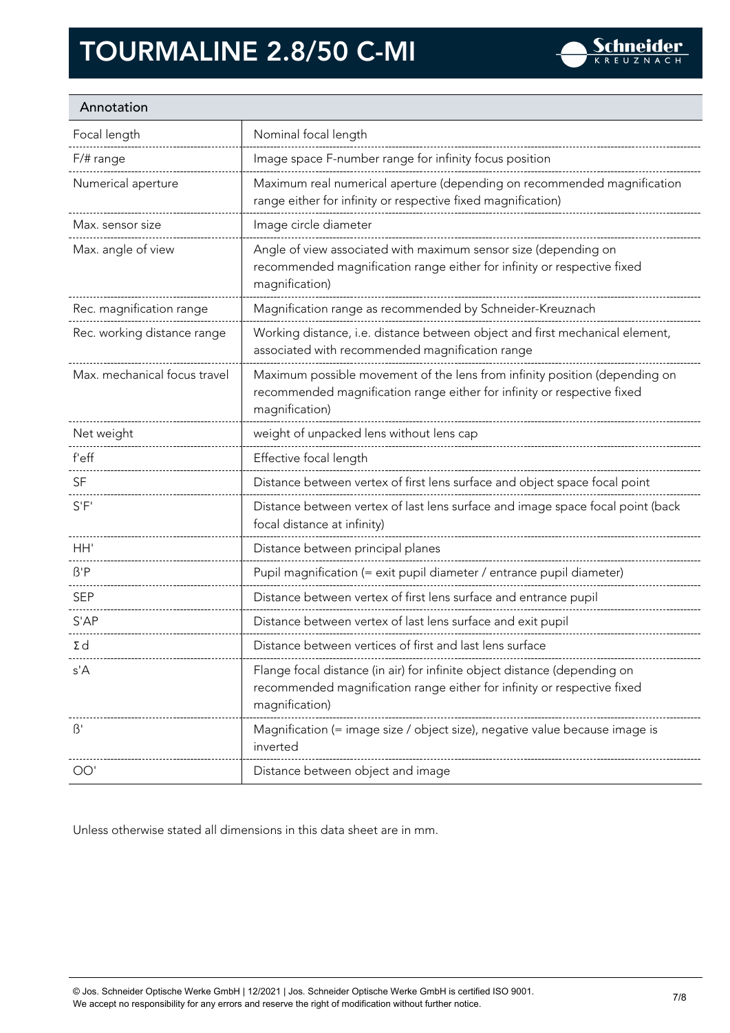# TOURMALINE 2.8/50 C-MI

| Annotation | |
|---|---|
| Focal length | Nominal focal length |
| F/# range | Image space F-number range for infinity focus position |
| Numerical aperture | Maximum real numerical aperture (depending on recommended magnification range either for infinity or respective fixed magnification) |
| Max. sensor size | Image circle diameter |
| Max. angle of view | Angle of view associated with maximum sensor size (depending on recommended magnification range either for infinity or respective fixed magnification) |
| Rec. magnification range | Magnification range as recommended by Schneider-Kreuznach |
| Rec. working distance range | Working distance, i.e. distance between object and first mechanical element, associated with recommended magnification range |
| Max. mechanical focus travel | Maximum possible movement of the lens from infinity position (depending on recommended magnification range either for infinity or respective fixed magnification) |
| Net weight | weight of unpacked lens without lens cap |
| f'eff | Effective focal length |
| SF | Distance between vertex of first lens surface and object space focal point |
| S'F' | Distance between vertex of last lens surface and image space focal point (back focal distance at infinity) |
| HH' | Distance between principal planes |
| ß'P | Pupil magnification (= exit pupil diameter / entrance pupil diameter) |
| SEP | Distance between vertex of first lens surface and entrance pupil |
| S'AP | Distance between vertex of last lens surface and exit pupil |
| Σ d | Distance between vertices of first and last lens surface |
| s'A | Flange focal distance (in air) for infinite object distance (depending on recommended magnification range either for infinity or respective fixed magnification) |
| ß' | Magnification (= image size / object size), negative value because image is inverted |
| OO' | Distance between object and image |

Unless otherwise stated all dimensions in this data sheet are in mm.

© Jos. Schneider Optische Werke GmbH | 12/2021 | Jos. Schneider Optische Werke GmbH is certified ISO 9001.
We accept no responsibility for any errors and reserve the right of modification without further notice.